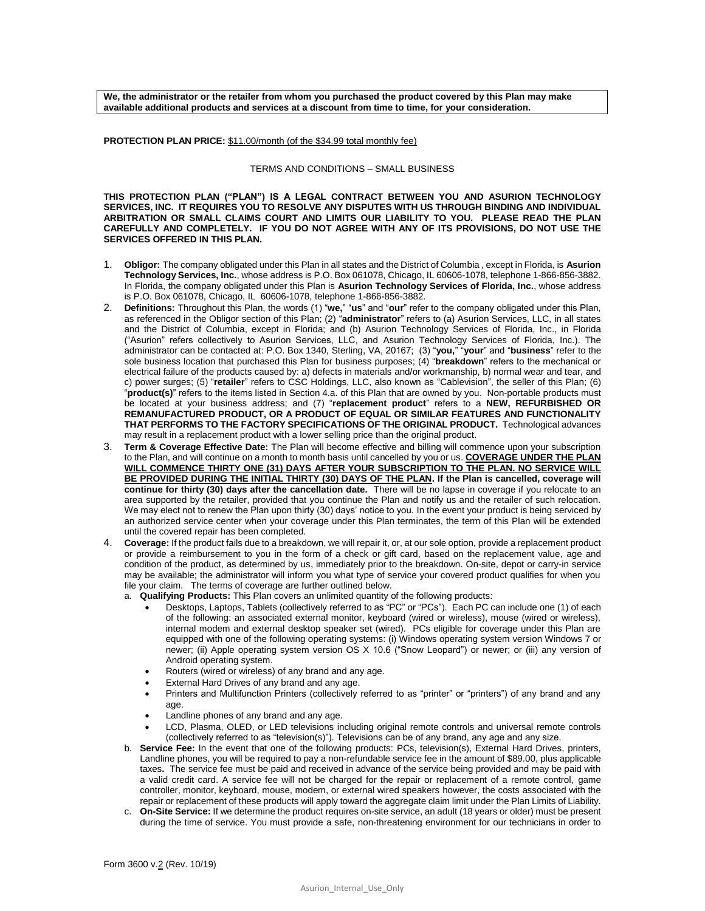**We, the administrator or the retailer from whom you purchased the product covered by this Plan may make available additional products and services at a discount from time to time, for your consideration.**

**PROTECTION PLAN PRICE:** $11.00/month (of the $34.99 total monthly fee)

TERMS AND CONDITIONS – SMALL BUSINESS

**THIS PROTECTION PLAN ("PLAN") IS A LEGAL CONTRACT BETWEEN YOU AND ASURION TECHNOLOGY SERVICES, INC. IT REQUIRES YOU TO RESOLVE ANY DISPUTES WITH US THROUGH BINDING AND INDIVIDUAL ARBITRATION OR SMALL CLAIMS COURT AND LIMITS OUR LIABILITY TO YOU. PLEASE READ THE PLAN CAREFULLY AND COMPLETELY. IF YOU DO NOT AGREE WITH ANY OF ITS PROVISIONS, DO NOT USE THE SERVICES OFFERED IN THIS PLAN.**

1. **Obligor:** The company obligated under this Plan in all states and the District of Columbia , except in Florida, is **Asurion Technology Services, Inc.**, whose address is P.O. Box 061078, Chicago, IL 60606-1078, telephone 1-866-856-3882. In Florida, the company obligated under this Plan is **Asurion Technology Services of Florida, Inc.**, whose address is P.O. Box 061078, Chicago, IL 60606-1078, telephone 1-866-856-3882.
2. **Definitions:** Throughout this Plan, the words (1) "**we,**" "**us**" and "**our**" refer to the company obligated under this Plan, as referenced in the Obligor section of this Plan; (2) "**administrator**" refers to (a) Asurion Services, LLC, in all states and the District of Columbia, except in Florida; and (b) Asurion Technology Services of Florida, Inc., in Florida ("Asurion" refers collectively to Asurion Services, LLC, and Asurion Technology Services of Florida, Inc.). The administrator can be contacted at: P.O. Box 1340, Sterling, VA, 20167; (3) "**you,**" "**your**" and "**business**" refer to the sole business location that purchased this Plan for business purposes; (4) "**breakdown**" refers to the mechanical or electrical failure of the products caused by: a) defects in materials and/or workmanship, b) normal wear and tear, and c) power surges; (5) "**retailer**" refers to CSC Holdings, LLC, also known as "Cablevision", the seller of this Plan; (6) "**product(s)**" refers to the items listed in Section 4.a. of this Plan that are owned by you. Non-portable products must be located at your business address; and (7) "**replacement product**" refers to a **NEW, REFURBISHED OR REMANUFACTURED PRODUCT, OR A PRODUCT OF EQUAL OR SIMILAR FEATURES AND FUNCTIONALITY THAT PERFORMS TO THE FACTORY SPECIFICATIONS OF THE ORIGINAL PRODUCT.** Technological advances may result in a replacement product with a lower selling price than the original product.
3. **Term & Coverage Effective Date:** The Plan will become effective and billing will commence upon your subscription to the Plan, and will continue on a month to month basis until cancelled by you or us. **COVERAGE UNDER THE PLAN WILL COMMENCE THIRTY ONE (31) DAYS AFTER YOUR SUBSCRIPTION TO THE PLAN. NO SERVICE WILL BE PROVIDED DURING THE INITIAL THIRTY (30) DAYS OF THE PLAN. If the Plan is cancelled, coverage will continue for thirty (30) days after the cancellation date.** There will be no lapse in coverage if you relocate to an area supported by the retailer, provided that you continue the Plan and notify us and the retailer of such relocation. We may elect not to renew the Plan upon thirty (30) days' notice to you. In the event your product is being serviced by an authorized service center when your coverage under this Plan terminates, the term of this Plan will be extended until the covered repair has been completed.
4. **Coverage:** If the product fails due to a breakdown, we will repair it, or, at our sole option, provide a replacement product or provide a reimbursement to you in the form of a check or gift card, based on the replacement value, age and condition of the product, as determined by us, immediately prior to the breakdown. On-site, depot or carry-in service may be available; the administrator will inform you what type of service your covered product qualifies for when you file your claim. The terms of coverage are further outlined below.
   a. **Qualifying Products:** This Plan covers an unlimited quantity of the following products:
      - Desktops, Laptops, Tablets (collectively referred to as "PC" or "PCs"). Each PC can include one (1) of each of the following: an associated external monitor, keyboard (wired or wireless), mouse (wired or wireless), internal modem and external desktop speaker set (wired). PCs eligible for coverage under this Plan are equipped with one of the following operating systems: (i) Windows operating system version Windows 7 or newer; (ii) Apple operating system version OS X 10.6 ("Snow Leopard") or newer; or (iii) any version of Android operating system.
      - Routers (wired or wireless) of any brand and any age.
      - External Hard Drives of any brand and any age.
      - Printers and Multifunction Printers (collectively referred to as "printer" or "printers") of any brand and any age.
      - Landline phones of any brand and any age.
      - LCD, Plasma, OLED, or LED televisions including original remote controls and universal remote controls (collectively referred to as "television(s)"). Televisions can be of any brand, any age and any size.

   b. **Service Fee:** In the event that one of the following products: PCs, television(s), External Hard Drives, printers, Landline phones, you will be required to pay a non-refundable service fee in the amount of $89.00, plus applicable taxes**.** The service fee must be paid and received in advance of the service being provided and may be paid with a valid credit card. A service fee will not be charged for the repair or replacement of a remote control, game controller, monitor, keyboard, mouse, modem, or external wired speakers however, the costs associated with the repair or replacement of these products will apply toward the aggregate claim limit under the Plan Limits of Liability.

   c. **On-Site Service:** If we determine the product requires on-site service, an adult (18 years or older) must be present during the time of service. You must provide a safe, non-threatening environment for our technicians in order to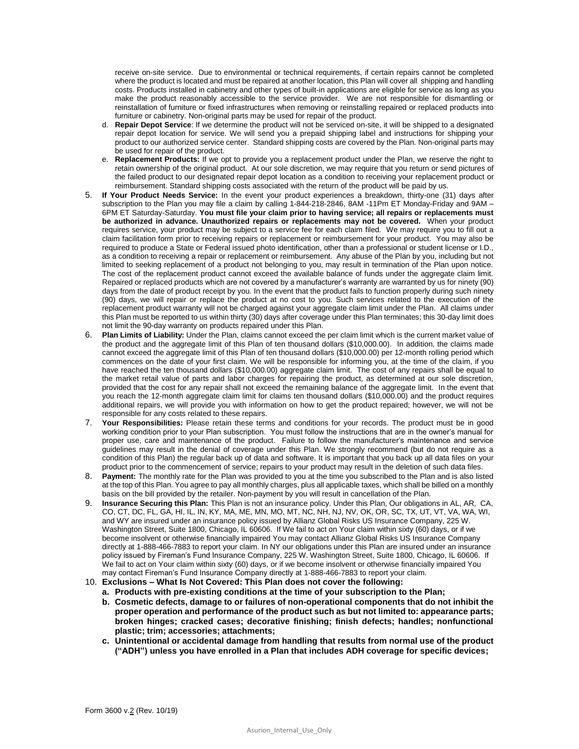receive on-site service. Due to environmental or technical requirements, if certain repairs cannot be completed where the product is located and must be repaired at another location, this Plan will cover all shipping and handling costs. Products installed in cabinetry and other types of built-in applications are eligible for service as long as you make the product reasonably accessible to the service provider. We are not responsible for dismantling or reinstallation of furniture or fixed infrastructures when removing or reinstalling repaired or replaced products into furniture or cabinetry. Non-original parts may be used for repair of the product.

   d. **Repair Depot Service**: If we determine the product will not be serviced on-site, it will be shipped to a designated repair depot location for service. We will send you a prepaid shipping label and instructions for shipping your product to our authorized service center. Standard shipping costs are covered by the Plan. Non-original parts may be used for repair of the product.

   e. **Replacement Products:** If we opt to provide you a replacement product under the Plan, we reserve the right to retain ownership of the original product. At our sole discretion, we may require that you return or send pictures of the failed product to our designated repair depot location as a condition to receiving your replacement product or reimbursement. Standard shipping costs associated with the return of the product will be paid by us.

5. **If Your Product Needs Service:** In the event your product experiences a breakdown, thirty-one (31) days after subscription to the Plan you may file a claim by calling 1-844-218-2846, 8AM -11Pm ET Monday-Friday and 9AM – 6PM ET Saturday-Saturday. **You must file your claim prior to having service; all repairs or replacements must be authorized in advance. Unauthorized repairs or replacements may not be covered.** When your product requires service, your product may be subject to a service fee for each claim filed. We may require you to fill out a claim facilitation form prior to receiving repairs or replacement or reimbursement for your product. You may also be required to produce a State or Federal issued photo identification, other than a professional or student license or I.D., as a condition to receiving a repair or replacement or reimbursement. Any abuse of the Plan by you, including but not limited to seeking replacement of a product not belonging to you, may result in termination of the Plan upon notice. The cost of the replacement product cannot exceed the available balance of funds under the aggregate claim limit. Repaired or replaced products which are not covered by a manufacturer's warranty are warranted by us for ninety (90) days from the date of product receipt by you. In the event that the product fails to function properly during such ninety (90) days, we will repair or replace the product at no cost to you. Such services related to the execution of the replacement product warranty will not be charged against your aggregate claim limit under the Plan. All claims under this Plan must be reported to us within thirty (30) days after coverage under this Plan terminates; this 30-day limit does not limit the 90-day warranty on products repaired under this Plan.

6. **Plan Limits of Liability:** Under the Plan, claims cannot exceed the per claim limit which is the current market value of the product and the aggregate limit of this Plan of ten thousand dollars ($10,000.00). In addition, the claims made cannot exceed the aggregate limit of this Plan of ten thousand dollars ($10,000.00) per 12-month rolling period which commences on the date of your first claim. We will be responsible for informing you, at the time of the claim, if you have reached the ten thousand dollars ($10,000.00) aggregate claim limit. The cost of any repairs shall be equal to the market retail value of parts and labor charges for repairing the product, as determined at our sole discretion, provided that the cost for any repair shall not exceed the remaining balance of the aggregate limit. In the event that you reach the 12-month aggregate claim limit for claims ten thousand dollars ($10,000.00) and the product requires additional repairs, we will provide you with information on how to get the product repaired; however, we will not be responsible for any costs related to these repairs.

7. **Your Responsibilities:** Please retain these terms and conditions for your records. The product must be in good working condition prior to your Plan subscription. You must follow the instructions that are in the owner's manual for proper use, care and maintenance of the product. Failure to follow the manufacturer's maintenance and service guidelines may result in the denial of coverage under this Plan. We strongly recommend (but do not require as a condition of this Plan) the regular back up of data and software. It is important that you back up all data files on your product prior to the commencement of service; repairs to your product may result in the deletion of such data files.

8. **Payment:** The monthly rate for the Plan was provided to you at the time you subscribed to the Plan and is also listed at the top of this Plan. You agree to pay all monthly charges, plus all applicable taxes, which shall be billed on a monthly basis on the bill provided by the retailer. Non-payment by you will result in cancellation of the Plan.

9. **Insurance Securing this Plan:** This Plan is not an insurance policy. Under this Plan, Our obligations in AL, AR, CA, CO, CT, DC, FL, GA, HI, IL, IN, KY, MA, ME, MN, MO, MT, NC, NH, NJ, NV, OK, OR, SC, TX, UT, VT, VA, WA, WI, and WY are insured under an insurance policy issued by Allianz Global Risks US Insurance Company, 225 W. Washington Street, Suite 1800, Chicago, IL 60606. If We fail to act on Your claim within sixty (60) days, or if we become insolvent or otherwise financially impaired You may contact Allianz Global Risks US Insurance Company directly at 1-888-466-7883 to report your claim. In NY our obligations under this Plan are insured under an insurance policy issued by Fireman's Fund Insurance Company, 225 W. Washington Street, Suite 1800, Chicago, IL 60606. If We fail to act on Your claim within sixty (60) days, or if we become insolvent or otherwise financially impaired You may contact Fireman's Fund Insurance Company directly at 1-888-466-7883 to report your claim.

10. **Exclusions – What Is Not Covered: This Plan does not cover the following:**

    a. **Products with pre-existing conditions at the time of your subscription to the Plan;**

    b. **Cosmetic defects, damage to or failures of non-operational components that do not inhibit the proper operation and performance of the product such as but not limited to: appearance parts; broken hinges; cracked cases; decorative finishing; finish defects; handles; nonfunctional plastic; trim; accessories; attachments;**

    c. **Unintentional or accidental damage from handling that results from normal use of the product ("ADH") unless you have enrolled in a Plan that includes ADH coverage for specific devices;**

Form 3600 v.2 (Rev. 10/19)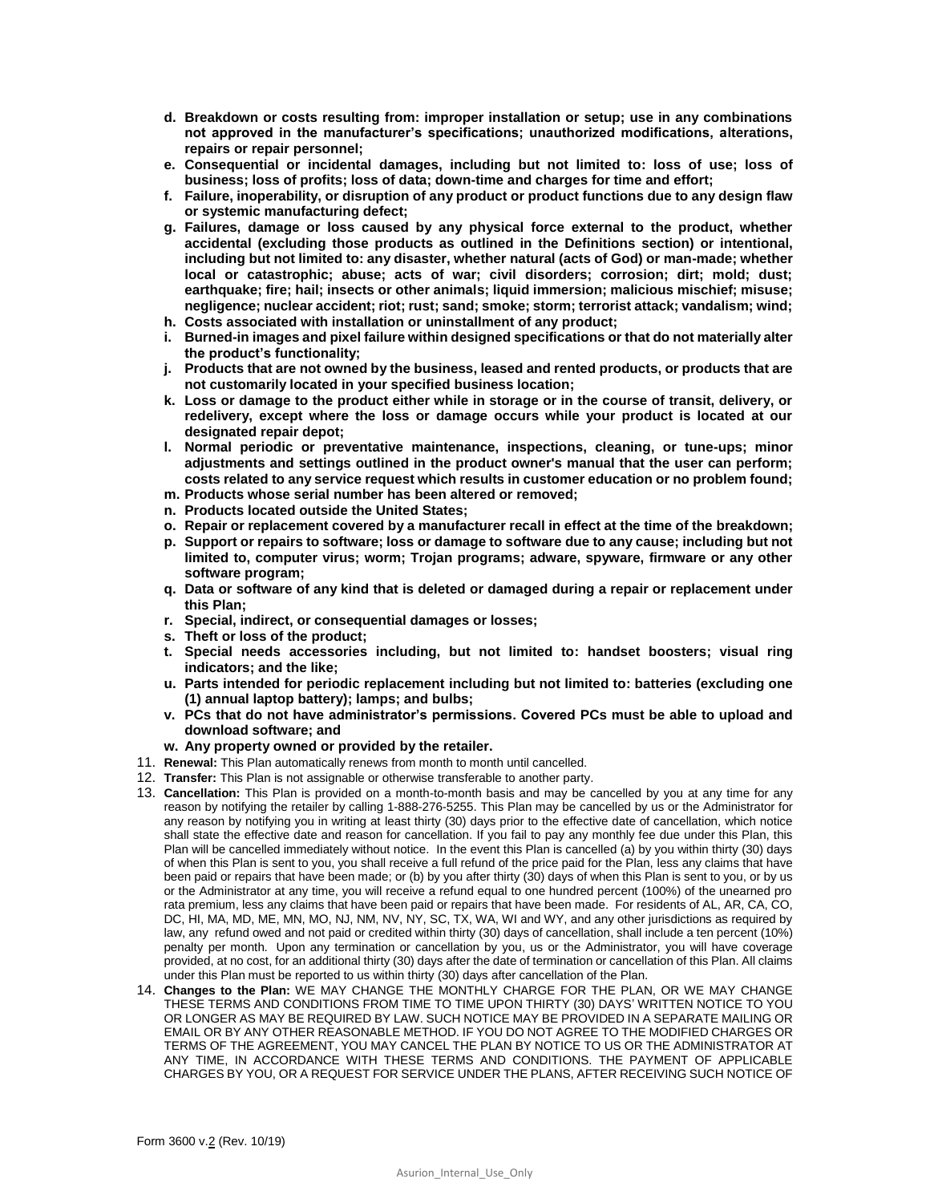- **d. Breakdown or costs resulting from: improper installation or setup; use in any combinations not approved in the manufacturer's specifications; unauthorized modifications, alterations, repairs or repair personnel;**
- **e. Consequential or incidental damages, including but not limited to: loss of use; loss of business; loss of profits; loss of data; down-time and charges for time and effort;**
- **f. Failure, inoperability, or disruption of any product or product functions due to any design flaw or systemic manufacturing defect;**
- **g. Failures, damage or loss caused by any physical force external to the product, whether accidental (excluding those products as outlined in the Definitions section) or intentional, including but not limited to: any disaster, whether natural (acts of God) or man-made; whether local or catastrophic; abuse; acts of war; civil disorders; corrosion; dirt; mold; dust; earthquake; fire; hail; insects or other animals; liquid immersion; malicious mischief; misuse; negligence; nuclear accident; riot; rust; sand; smoke; storm; terrorist attack; vandalism; wind;**
- **h. Costs associated with installation or uninstallment of any product;**
- **i. Burned-in images and pixel failure within designed specifications or that do not materially alter the product's functionality;**
- **j. Products that are not owned by the business, leased and rented products, or products that are not customarily located in your specified business location;**
- **k. Loss or damage to the product either while in storage or in the course of transit, delivery, or redelivery, except where the loss or damage occurs while your product is located at our designated repair depot;**
- **l. Normal periodic or preventative maintenance, inspections, cleaning, or tune-ups; minor adjustments and settings outlined in the product owner's manual that the user can perform; costs related to any service request which results in customer education or no problem found;**
- **m. Products whose serial number has been altered or removed;**
- **n. Products located outside the United States;**
- **o. Repair or replacement covered by a manufacturer recall in effect at the time of the breakdown;**
- **p. Support or repairs to software; loss or damage to software due to any cause; including but not limited to, computer virus; worm; Trojan programs; adware, spyware, firmware or any other software program;**
- **q. Data or software of any kind that is deleted or damaged during a repair or replacement under this Plan;**
- **r. Special, indirect, or consequential damages or losses;**
- **s. Theft or loss of the product;**
- **t. Special needs accessories including, but not limited to: handset boosters; visual ring indicators; and the like;**
- **u. Parts intended for periodic replacement including but not limited to: batteries (excluding one (1) annual laptop battery); lamps; and bulbs;**
- **v. PCs that do not have administrator's permissions. Covered PCs must be able to upload and download software; and**
- **w. Any property owned or provided by the retailer.**

11. **Renewal:** This Plan automatically renews from month to month until cancelled.
12. **Transfer:** This Plan is not assignable or otherwise transferable to another party.
13. **Cancellation:** This Plan is provided on a month-to-month basis and may be cancelled by you at any time for any reason by notifying the retailer by calling 1-888-276-5255. This Plan may be cancelled by us or the Administrator for any reason by notifying you in writing at least thirty (30) days prior to the effective date of cancellation, which notice shall state the effective date and reason for cancellation. If you fail to pay any monthly fee due under this Plan, this Plan will be cancelled immediately without notice. In the event this Plan is cancelled (a) by you within thirty (30) days of when this Plan is sent to you, you shall receive a full refund of the price paid for the Plan, less any claims that have been paid or repairs that have been made; or (b) by you after thirty (30) days of when this Plan is sent to you, or by us or the Administrator at any time, you will receive a refund equal to one hundred percent (100%) of the unearned pro rata premium, less any claims that have been paid or repairs that have been made. For residents of AL, AR, CA, CO, DC, HI, MA, MD, ME, MN, MO, NJ, NM, NV, NY, SC, TX, WA, WI and WY, and any other jurisdictions as required by law, any refund owed and not paid or credited within thirty (30) days of cancellation, shall include a ten percent (10%) penalty per month. Upon any termination or cancellation by you, us or the Administrator, you will have coverage provided, at no cost, for an additional thirty (30) days after the date of termination or cancellation of this Plan. All claims under this Plan must be reported to us within thirty (30) days after cancellation of the Plan.
14. **Changes to the Plan:** WE MAY CHANGE THE MONTHLY CHARGE FOR THE PLAN, OR WE MAY CHANGE THESE TERMS AND CONDITIONS FROM TIME TO TIME UPON THIRTY (30) DAYS' WRITTEN NOTICE TO YOU OR LONGER AS MAY BE REQUIRED BY LAW. SUCH NOTICE MAY BE PROVIDED IN A SEPARATE MAILING OR EMAIL OR BY ANY OTHER REASONABLE METHOD. IF YOU DO NOT AGREE TO THE MODIFIED CHARGES OR TERMS OF THE AGREEMENT, YOU MAY CANCEL THE PLAN BY NOTICE TO US OR THE ADMINISTRATOR AT ANY TIME, IN ACCORDANCE WITH THESE TERMS AND CONDITIONS. THE PAYMENT OF APPLICABLE CHARGES BY YOU, OR A REQUEST FOR SERVICE UNDER THE PLANS, AFTER RECEIVING SUCH NOTICE OF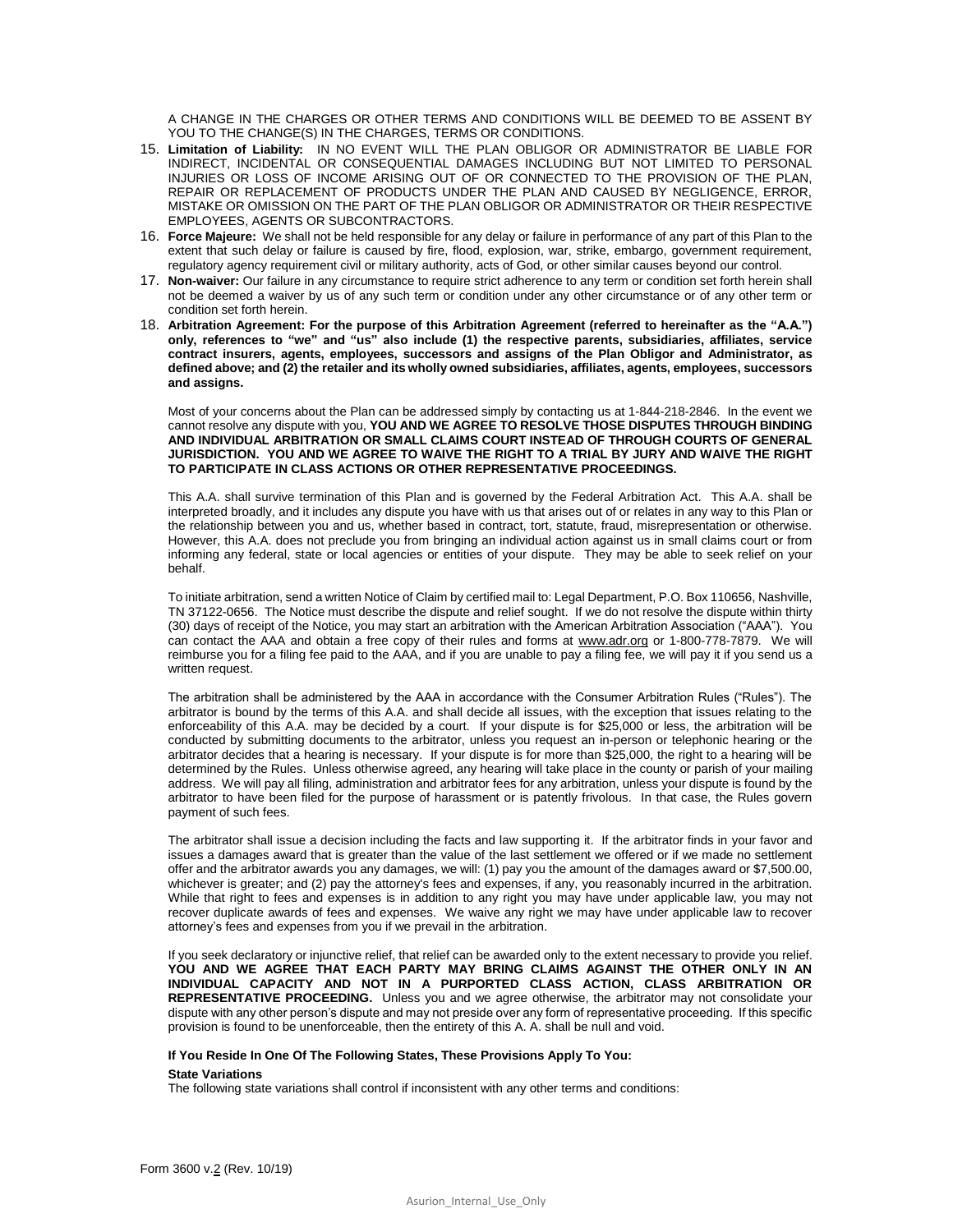A CHANGE IN THE CHARGES OR OTHER TERMS AND CONDITIONS WILL BE DEEMED TO BE ASSENT BY YOU TO THE CHANGE(S) IN THE CHARGES, TERMS OR CONDITIONS.

15. **Limitation of Liability:** IN NO EVENT WILL THE PLAN OBLIGOR OR ADMINISTRATOR BE LIABLE FOR INDIRECT, INCIDENTAL OR CONSEQUENTIAL DAMAGES INCLUDING BUT NOT LIMITED TO PERSONAL INJURIES OR LOSS OF INCOME ARISING OUT OF OR CONNECTED TO THE PROVISION OF THE PLAN, REPAIR OR REPLACEMENT OF PRODUCTS UNDER THE PLAN AND CAUSED BY NEGLIGENCE, ERROR, MISTAKE OR OMISSION ON THE PART OF THE PLAN OBLIGOR OR ADMINISTRATOR OR THEIR RESPECTIVE EMPLOYEES, AGENTS OR SUBCONTRACTORS.
16. **Force Majeure:** We shall not be held responsible for any delay or failure in performance of any part of this Plan to the extent that such delay or failure is caused by fire, flood, explosion, war, strike, embargo, government requirement, regulatory agency requirement civil or military authority, acts of God, or other similar causes beyond our control.
17. **Non-waiver:** Our failure in any circumstance to require strict adherence to any term or condition set forth herein shall not be deemed a waiver by us of any such term or condition under any other circumstance or of any other term or condition set forth herein.
18. **Arbitration Agreement: For the purpose of this Arbitration Agreement (referred to hereinafter as the "A.A.") only, references to "we" and "us" also include (1) the respective parents, subsidiaries, affiliates, service contract insurers, agents, employees, successors and assigns of the Plan Obligor and Administrator, as defined above; and (2) the retailer and its wholly owned subsidiaries, affiliates, agents, employees, successors and assigns.**

Most of your concerns about the Plan can be addressed simply by contacting us at 1-844-218-2846. In the event we cannot resolve any dispute with you, **YOU AND WE AGREE TO RESOLVE THOSE DISPUTES THROUGH BINDING AND INDIVIDUAL ARBITRATION OR SMALL CLAIMS COURT INSTEAD OF THROUGH COURTS OF GENERAL JURISDICTION. YOU AND WE AGREE TO WAIVE THE RIGHT TO A TRIAL BY JURY AND WAIVE THE RIGHT TO PARTICIPATE IN CLASS ACTIONS OR OTHER REPRESENTATIVE PROCEEDINGS.**

This A.A. shall survive termination of this Plan and is governed by the Federal Arbitration Act. This A.A. shall be interpreted broadly, and it includes any dispute you have with us that arises out of or relates in any way to this Plan or the relationship between you and us, whether based in contract, tort, statute, fraud, misrepresentation or otherwise. However, this A.A. does not preclude you from bringing an individual action against us in small claims court or from informing any federal, state or local agencies or entities of your dispute. They may be able to seek relief on your behalf.

To initiate arbitration, send a written Notice of Claim by certified mail to: Legal Department, P.O. Box 110656, Nashville, TN 37122-0656. The Notice must describe the dispute and relief sought. If we do not resolve the dispute within thirty (30) days of receipt of the Notice, you may start an arbitration with the American Arbitration Association ("AAA"). You can contact the AAA and obtain a free copy of their rules and forms at www.adr.org or 1-800-778-7879. We will reimburse you for a filing fee paid to the AAA, and if you are unable to pay a filing fee, we will pay it if you send us a written request.

The arbitration shall be administered by the AAA in accordance with the Consumer Arbitration Rules ("Rules"). The arbitrator is bound by the terms of this A.A. and shall decide all issues, with the exception that issues relating to the enforceability of this A.A. may be decided by a court. If your dispute is for $25,000 or less, the arbitration will be conducted by submitting documents to the arbitrator, unless you request an in-person or telephonic hearing or the arbitrator decides that a hearing is necessary. If your dispute is for more than $25,000, the right to a hearing will be determined by the Rules. Unless otherwise agreed, any hearing will take place in the county or parish of your mailing address. We will pay all filing, administration and arbitrator fees for any arbitration, unless your dispute is found by the arbitrator to have been filed for the purpose of harassment or is patently frivolous. In that case, the Rules govern payment of such fees.

The arbitrator shall issue a decision including the facts and law supporting it. If the arbitrator finds in your favor and issues a damages award that is greater than the value of the last settlement we offered or if we made no settlement offer and the arbitrator awards you any damages, we will: (1) pay you the amount of the damages award or $7,500.00, whichever is greater; and (2) pay the attorney's fees and expenses, if any, you reasonably incurred in the arbitration. While that right to fees and expenses is in addition to any right you may have under applicable law, you may not recover duplicate awards of fees and expenses. We waive any right we may have under applicable law to recover attorney's fees and expenses from you if we prevail in the arbitration.

If you seek declaratory or injunctive relief, that relief can be awarded only to the extent necessary to provide you relief. **YOU AND WE AGREE THAT EACH PARTY MAY BRING CLAIMS AGAINST THE OTHER ONLY IN AN INDIVIDUAL CAPACITY AND NOT IN A PURPORTED CLASS ACTION, CLASS ARBITRATION OR REPRESENTATIVE PROCEEDING.** Unless you and we agree otherwise, the arbitrator may not consolidate your dispute with any other person's dispute and may not preside over any form of representative proceeding. If this specific provision is found to be unenforceable, then the entirety of this A. A. shall be null and void.

**If You Reside In One Of The Following States, These Provisions Apply To You:**

**State Variations**

The following state variations shall control if inconsistent with any other terms and conditions:

Form 3600 v.2 (Rev. 10/19)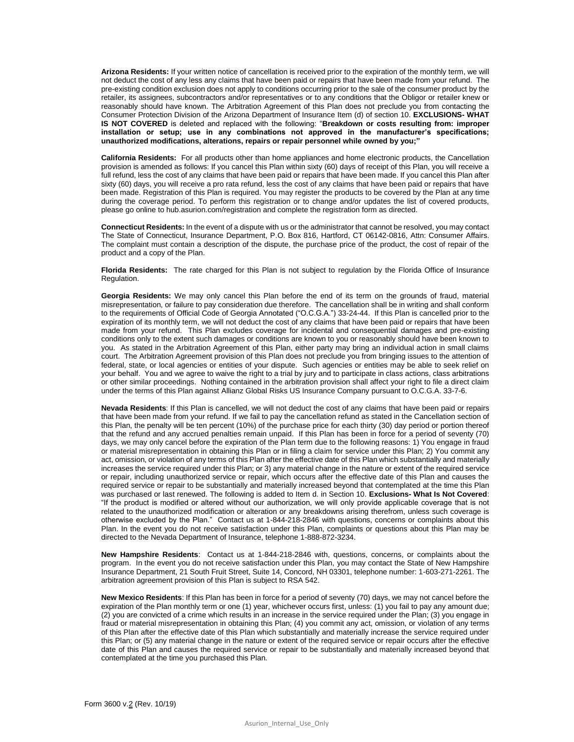**Arizona Residents:** If your written notice of cancellation is received prior to the expiration of the monthly term, we will not deduct the cost of any less any claims that have been paid or repairs that have been made from your refund. The pre-existing condition exclusion does not apply to conditions occurring prior to the sale of the consumer product by the retailer, its assignees, subcontractors and/or representatives or to any conditions that the Obligor or retailer knew or reasonably should have known. The Arbitration Agreement of this Plan does not preclude you from contacting the Consumer Protection Division of the Arizona Department of Insurance Item (d) of section 10. **EXCLUSIONS- WHAT IS NOT COVERED** is deleted and replaced with the following: "**Breakdown or costs resulting from: improper installation or setup; use in any combinations not approved in the manufacturer's specifications; unauthorized modifications, alterations, repairs or repair personnel while owned by you;"**

**California Residents:** For all products other than home appliances and home electronic products, the Cancellation provision is amended as follows: If you cancel this Plan within sixty (60) days of receipt of this Plan, you will receive a full refund, less the cost of any claims that have been paid or repairs that have been made. If you cancel this Plan after sixty (60) days, you will receive a pro rata refund, less the cost of any claims that have been paid or repairs that have been made. Registration of this Plan is required. You may register the products to be covered by the Plan at any time during the coverage period. To perform this registration or to change and/or updates the list of covered products, please go online to hub.asurion.com/registration and complete the registration form as directed.

**Connecticut Residents:** In the event of a dispute with us or the administrator that cannot be resolved, you may contact The State of Connecticut, Insurance Department, P.O. Box 816, Hartford, CT 06142-0816, Attn: Consumer Affairs. The complaint must contain a description of the dispute, the purchase price of the product, the cost of repair of the product and a copy of the Plan.

**Florida Residents:** The rate charged for this Plan is not subject to regulation by the Florida Office of Insurance Regulation.

**Georgia Residents:** We may only cancel this Plan before the end of its term on the grounds of fraud, material misrepresentation, or failure to pay consideration due therefore. The cancellation shall be in writing and shall conform to the requirements of Official Code of Georgia Annotated ("O.C.G.A.") 33-24-44. If this Plan is cancelled prior to the expiration of its monthly term, we will not deduct the cost of any claims that have been paid or repairs that have been made from your refund. This Plan excludes coverage for incidental and consequential damages and pre-existing conditions only to the extent such damages or conditions are known to you or reasonably should have been known to you. As stated in the Arbitration Agreement of this Plan, either party may bring an individual action in small claims court. The Arbitration Agreement provision of this Plan does not preclude you from bringing issues to the attention of federal, state, or local agencies or entities of your dispute. Such agencies or entities may be able to seek relief on your behalf. You and we agree to waive the right to a trial by jury and to participate in class actions, class arbitrations or other similar proceedings. Nothing contained in the arbitration provision shall affect your right to file a direct claim under the terms of this Plan against Allianz Global Risks US Insurance Company pursuant to O.C.G.A. 33-7-6.

**Nevada Residents**: If this Plan is cancelled, we will not deduct the cost of any claims that have been paid or repairs that have been made from your refund. If we fail to pay the cancellation refund as stated in the Cancellation section of this Plan, the penalty will be ten percent (10%) of the purchase price for each thirty (30) day period or portion thereof that the refund and any accrued penalties remain unpaid. If this Plan has been in force for a period of seventy (70) days, we may only cancel before the expiration of the Plan term due to the following reasons: 1) You engage in fraud or material misrepresentation in obtaining this Plan or in filing a claim for service under this Plan; 2) You commit any act, omission, or violation of any terms of this Plan after the effective date of this Plan which substantially and materially increases the service required under this Plan; or 3) any material change in the nature or extent of the required service or repair, including unauthorized service or repair, which occurs after the effective date of this Plan and causes the required service or repair to be substantially and materially increased beyond that contemplated at the time this Plan was purchased or last renewed. The following is added to Item d. in Section 10. **Exclusions- What Is Not Covered**: "If the product is modified or altered without our authorization, we will only provide applicable coverage that is not related to the unauthorized modification or alteration or any breakdowns arising therefrom, unless such coverage is otherwise excluded by the Plan." Contact us at 1-844-218-2846 with questions, concerns or complaints about this Plan. In the event you do not receive satisfaction under this Plan, complaints or questions about this Plan may be directed to the Nevada Department of Insurance, telephone 1-888-872-3234.

**New Hampshire Residents**: Contact us at 1-844-218-2846 with, questions, concerns, or complaints about the program. In the event you do not receive satisfaction under this Plan, you may contact the State of New Hampshire Insurance Department, 21 South Fruit Street, Suite 14, Concord, NH 03301, telephone number: 1-603-271-2261. The arbitration agreement provision of this Plan is subject to RSA 542.

**New Mexico Residents**: If this Plan has been in force for a period of seventy (70) days, we may not cancel before the expiration of the Plan monthly term or one (1) year, whichever occurs first, unless: (1) you fail to pay any amount due; (2) you are convicted of a crime which results in an increase in the service required under the Plan; (3) you engage in fraud or material misrepresentation in obtaining this Plan; (4) you commit any act, omission, or violation of any terms of this Plan after the effective date of this Plan which substantially and materially increase the service required under this Plan; or (5) any material change in the nature or extent of the required service or repair occurs after the effective date of this Plan and causes the required service or repair to be substantially and materially increased beyond that contemplated at the time you purchased this Plan.

Form 3600 v.2 (Rev. 10/19)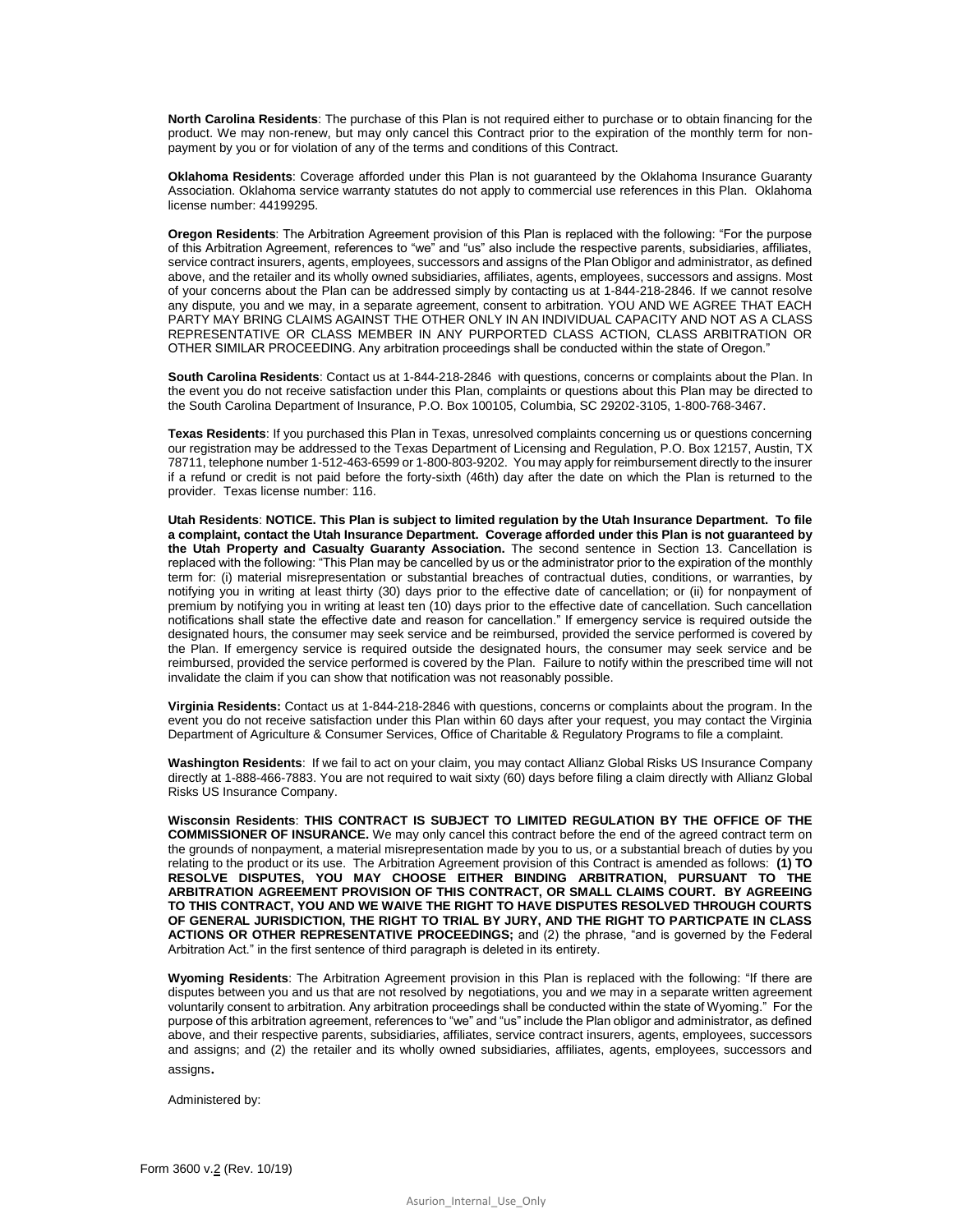**North Carolina Residents**: The purchase of this Plan is not required either to purchase or to obtain financing for the product. We may non-renew, but may only cancel this Contract prior to the expiration of the monthly term for non-payment by you or for violation of any of the terms and conditions of this Contract.

**Oklahoma Residents**: Coverage afforded under this Plan is not guaranteed by the Oklahoma Insurance Guaranty Association. Oklahoma service warranty statutes do not apply to commercial use references in this Plan. Oklahoma license number: 44199295.

**Oregon Residents**: The Arbitration Agreement provision of this Plan is replaced with the following: "For the purpose of this Arbitration Agreement, references to "we" and "us" also include the respective parents, subsidiaries, affiliates, service contract insurers, agents, employees, successors and assigns of the Plan Obligor and administrator, as defined above, and the retailer and its wholly owned subsidiaries, affiliates, agents, employees, successors and assigns. Most of your concerns about the Plan can be addressed simply by contacting us at 1-844-218-2846. If we cannot resolve any dispute, you and we may, in a separate agreement, consent to arbitration. YOU AND WE AGREE THAT EACH PARTY MAY BRING CLAIMS AGAINST THE OTHER ONLY IN AN INDIVIDUAL CAPACITY AND NOT AS A CLASS REPRESENTATIVE OR CLASS MEMBER IN ANY PURPORTED CLASS ACTION, CLASS ARBITRATION OR OTHER SIMILAR PROCEEDING. Any arbitration proceedings shall be conducted within the state of Oregon."

**South Carolina Residents**: Contact us at 1-844-218-2846 with questions, concerns or complaints about the Plan. In the event you do not receive satisfaction under this Plan, complaints or questions about this Plan may be directed to the South Carolina Department of Insurance, P.O. Box 100105, Columbia, SC 29202-3105, 1-800-768-3467.

**Texas Residents**: If you purchased this Plan in Texas, unresolved complaints concerning us or questions concerning our registration may be addressed to the Texas Department of Licensing and Regulation, P.O. Box 12157, Austin, TX 78711, telephone number 1-512-463-6599 or 1-800-803-9202. You may apply for reimbursement directly to the insurer if a refund or credit is not paid before the forty-sixth (46th) day after the date on which the Plan is returned to the provider. Texas license number: 116.

**Utah Residents**: **NOTICE. This Plan is subject to limited regulation by the Utah Insurance Department. To file a complaint, contact the Utah Insurance Department. Coverage afforded under this Plan is not guaranteed by the Utah Property and Casualty Guaranty Association.** The second sentence in Section 13. Cancellation is replaced with the following: "This Plan may be cancelled by us or the administrator prior to the expiration of the monthly term for: (i) material misrepresentation or substantial breaches of contractual duties, conditions, or warranties, by notifying you in writing at least thirty (30) days prior to the effective date of cancellation; or (ii) for nonpayment of premium by notifying you in writing at least ten (10) days prior to the effective date of cancellation. Such cancellation notifications shall state the effective date and reason for cancellation." If emergency service is required outside the designated hours, the consumer may seek service and be reimbursed, provided the service performed is covered by the Plan. If emergency service is required outside the designated hours, the consumer may seek service and be reimbursed, provided the service performed is covered by the Plan. Failure to notify within the prescribed time will not invalidate the claim if you can show that notification was not reasonably possible.

**Virginia Residents:** Contact us at 1-844-218-2846 with questions, concerns or complaints about the program. In the event you do not receive satisfaction under this Plan within 60 days after your request, you may contact the Virginia Department of Agriculture & Consumer Services, Office of Charitable & Regulatory Programs to file a complaint.

**Washington Residents**: If we fail to act on your claim, you may contact Allianz Global Risks US Insurance Company directly at 1-888-466-7883. You are not required to wait sixty (60) days before filing a claim directly with Allianz Global Risks US Insurance Company.

**Wisconsin Residents**: **THIS CONTRACT IS SUBJECT TO LIMITED REGULATION BY THE OFFICE OF THE COMMISSIONER OF INSURANCE.** We may only cancel this contract before the end of the agreed contract term on the grounds of nonpayment, a material misrepresentation made by you to us, or a substantial breach of duties by you relating to the product or its use. The Arbitration Agreement provision of this Contract is amended as follows: **(1) TO RESOLVE DISPUTES, YOU MAY CHOOSE EITHER BINDING ARBITRATION, PURSUANT TO THE ARBITRATION AGREEMENT PROVISION OF THIS CONTRACT, OR SMALL CLAIMS COURT. BY AGREEING TO THIS CONTRACT, YOU AND WE WAIVE THE RIGHT TO HAVE DISPUTES RESOLVED THROUGH COURTS OF GENERAL JURISDICTION, THE RIGHT TO TRIAL BY JURY, AND THE RIGHT TO PARTICPATE IN CLASS ACTIONS OR OTHER REPRESENTATIVE PROCEEDINGS;** and (2) the phrase, "and is governed by the Federal Arbitration Act." in the first sentence of third paragraph is deleted in its entirety.

**Wyoming Residents**: The Arbitration Agreement provision in this Plan is replaced with the following: "If there are disputes between you and us that are not resolved by negotiations, you and we may in a separate written agreement voluntarily consent to arbitration. Any arbitration proceedings shall be conducted within the state of Wyoming." For the purpose of this arbitration agreement, references to "we" and "us" include the Plan obligor and administrator, as defined above, and their respective parents, subsidiaries, affiliates, service contract insurers, agents, employees, successors and assigns; and (2) the retailer and its wholly owned subsidiaries, affiliates, agents, employees, successors and assigns.

Administered by:

Form 3600 v.2 (Rev. 10/19)

Asurion_Internal_Use_Only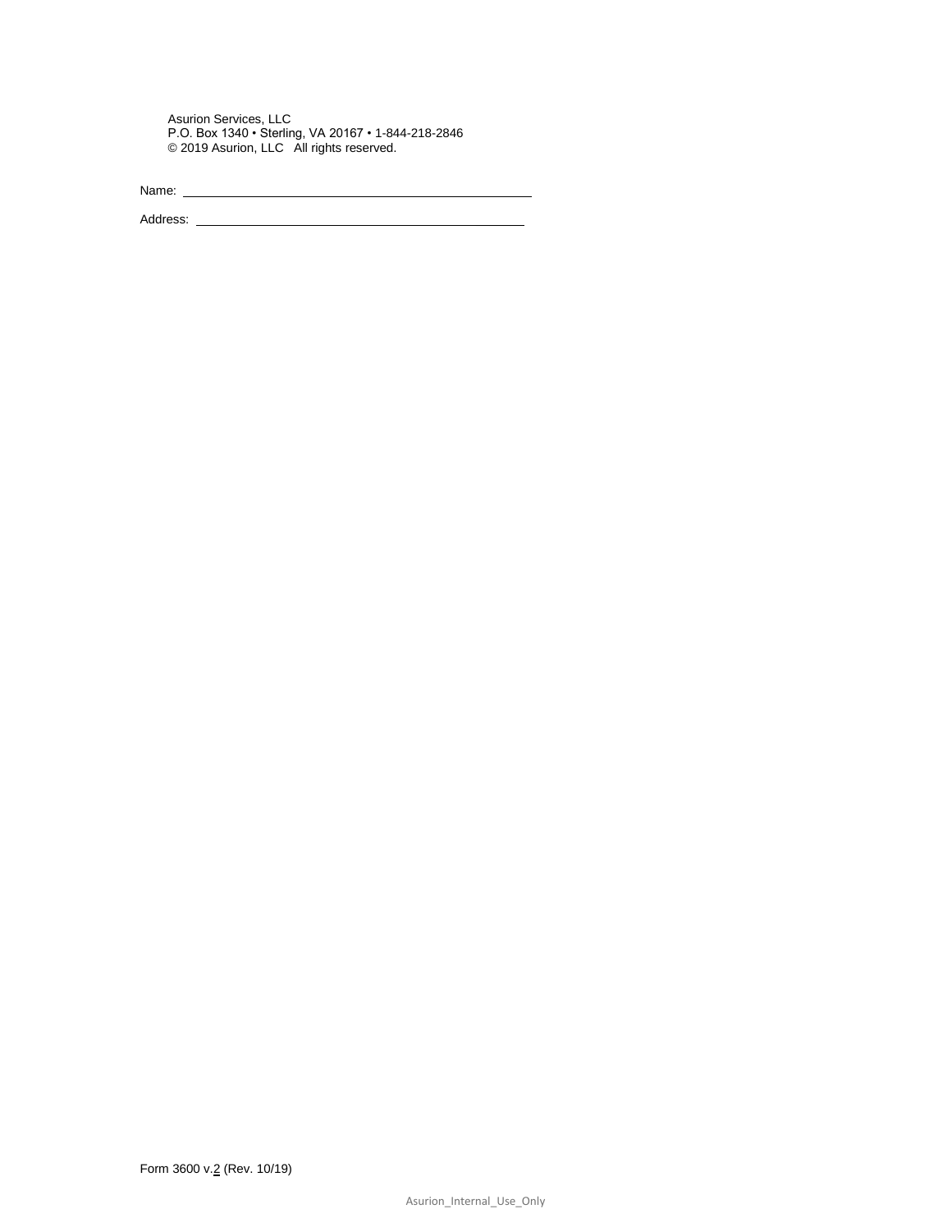Asurion Services, LLC
P.O. Box 1340 • Sterling, VA 20167 • 1-844-218-2846
© 2019 Asurion, LLC All rights reserved.

Name: \_\_\_\_\_\_\_\_\_\_\_\_\_\_\_\_\_\_\_\_\_\_\_\_\_\_\_\_\_\_\_\_\_\_\_\_\_\_\_\_\_\_\_\_

Address: \_\_\_\_\_\_\_\_\_\_\_\_\_\_\_\_\_\_\_\_\_\_\_\_\_\_\_\_\_\_\_\_\_\_\_\_\_\_\_\_\_\_

Form 3600 v.2 (Rev. 10/19)

Asurion_Internal_Use_Only